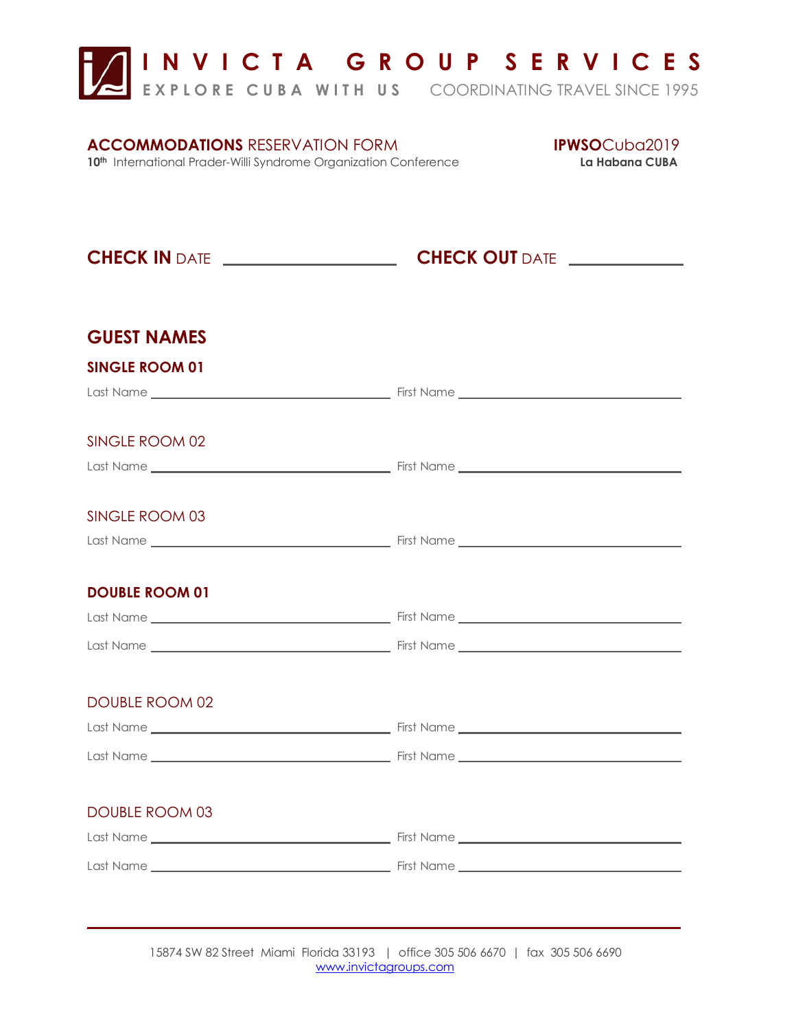# INVICTA GROUP SERVICES

**EXPLORE CUBA WITH US** COORDINATING TRAVEL SINCE 1995

## ACCOMMODATIONS RESERVATION FORM

10th International Prader-Willi Syndrome Organization Conference

**IPWSO**Cuba2019
**La Habana CUBA**

**CHECK IN** DATE ____________________ **CHECK OUT** DATE ____________

## GUEST NAMES

### SINGLE ROOM 01

Last Name ______________________________ First Name ______________________________

### SINGLE ROOM 02

Last Name ______________________________ First Name ______________________________

### SINGLE ROOM 03

Last Name ______________________________ First Name ______________________________

### DOUBLE ROOM 01

Last Name ______________________________ First Name ______________________________

Last Name ______________________________ First Name ______________________________

### DOUBLE ROOM 02

Last Name ______________________________ First Name ______________________________

Last Name ______________________________ First Name ______________________________

### DOUBLE ROOM 03

Last Name ______________________________ First Name ______________________________

Last Name ______________________________ First Name ______________________________

---

15874 SW 82 Street Miami Florida 33193 | office 305 506 6670 | fax 305 506 6690
www.invictagroups.com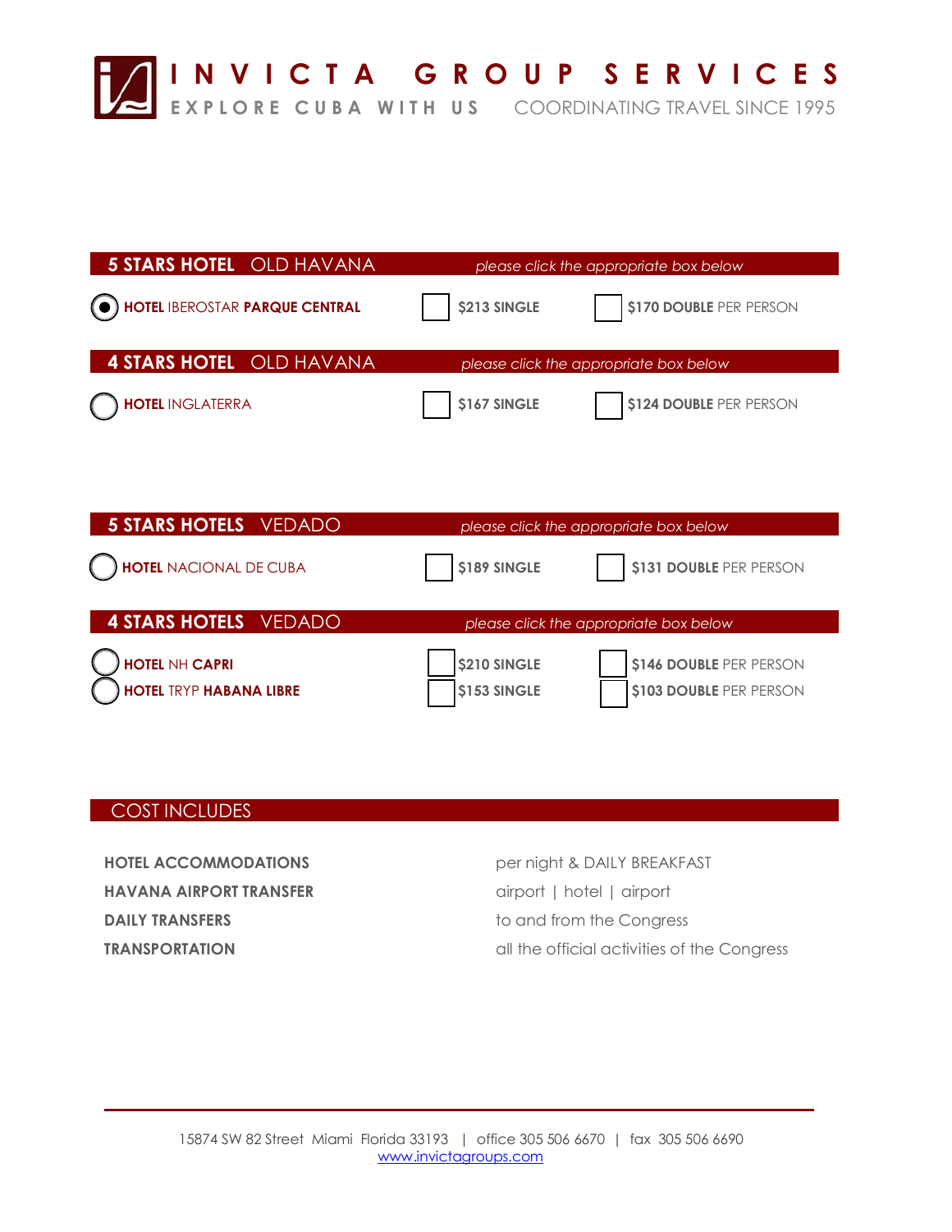# INVICTA GROUP SERVICES

EXPLORE CUBA WITH US    COORDINATING TRAVEL SINCE 1995

| 5 STARS HOTEL OLD HAVANA | *please click the appropriate box below* | |
|---|---|---|
| ◉ **HOTEL** IBEROSTAR **PARQUE CENTRAL** | ☐ **$213 SINGLE** | ☐ **$170 DOUBLE** PER PERSON |

| 4 STARS HOTEL OLD HAVANA | *please click the appropriate box below* | |
|---|---|---|
| ○ **HOTEL** INGLATERRA | ☐ **$167 SINGLE** | ☐ **$124 DOUBLE** PER PERSON |

| 5 STARS HOTELS VEDADO | *please click the appropriate box below* | |
|---|---|---|
| ○ **HOTEL** NACIONAL DE CUBA | ☐ **$189 SINGLE** | ☐ **$131 DOUBLE** PER PERSON |

| 4 STARS HOTELS VEDADO | *please click the appropriate box below* | |
|---|---|---|
| ○ **HOTEL** NH **CAPRI** | ☐ **$210 SINGLE** | ☐ **$146 DOUBLE** PER PERSON |
| ○ **HOTEL** TRYP **HABANA LIBRE** | ☐ **$153 SINGLE** | ☐ **$103 DOUBLE** PER PERSON |

## COST INCLUDES

| | |
|---|---|
| **HOTEL ACCOMMODATIONS** | per night & DAILY BREAKFAST |
| **HAVANA AIRPORT TRANSFER** | airport \| hotel \| airport |
| **DAILY TRANSFERS** | to and from the Congress |
| **TRANSPORTATION** | all the official activities of the Congress |

15874 SW 82 Street Miami Florida 33193 | office 305 506 6670 | fax 305 506 6690
www.invictagroups.com